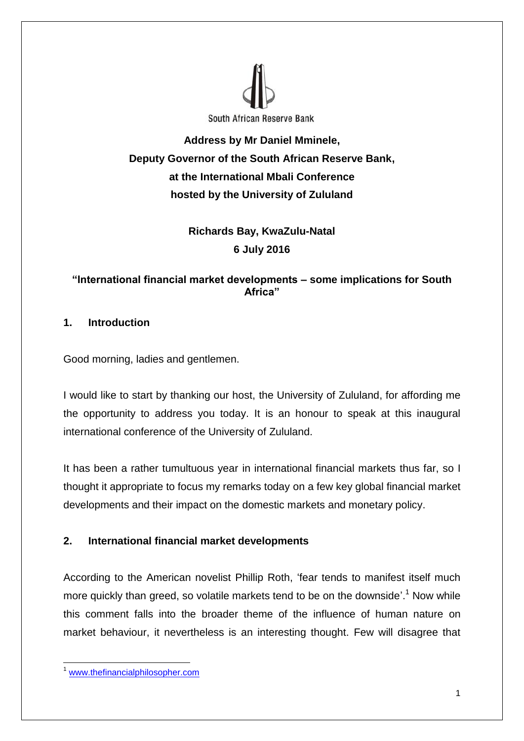South African Reserve Bank

**Address by Mr Daniel Mminele,**
**Deputy Governor of the South African Reserve Bank,**
**at the International Mbali Conference**
**hosted by the University of Zululand**

**Richards Bay, KwaZulu-Natal**
**6 July 2016**

# "International financial market developments – some implications for South Africa"

## 1. Introduction

Good morning, ladies and gentlemen.

I would like to start by thanking our host, the University of Zululand, for affording me the opportunity to address you today. It is an honour to speak at this inaugural international conference of the University of Zululand.

It has been a rather tumultuous year in international financial markets thus far, so I thought it appropriate to focus my remarks today on a few key global financial market developments and their impact on the domestic markets and monetary policy.

## 2. International financial market developments

According to the American novelist Phillip Roth, 'fear tends to manifest itself much more quickly than greed, so volatile markets tend to be on the downside'.[1] Now while this comment falls into the broader theme of the influence of human nature on market behaviour, it nevertheless is an interesting thought. Few will disagree that

[1] www.thefinancialphilosopher.com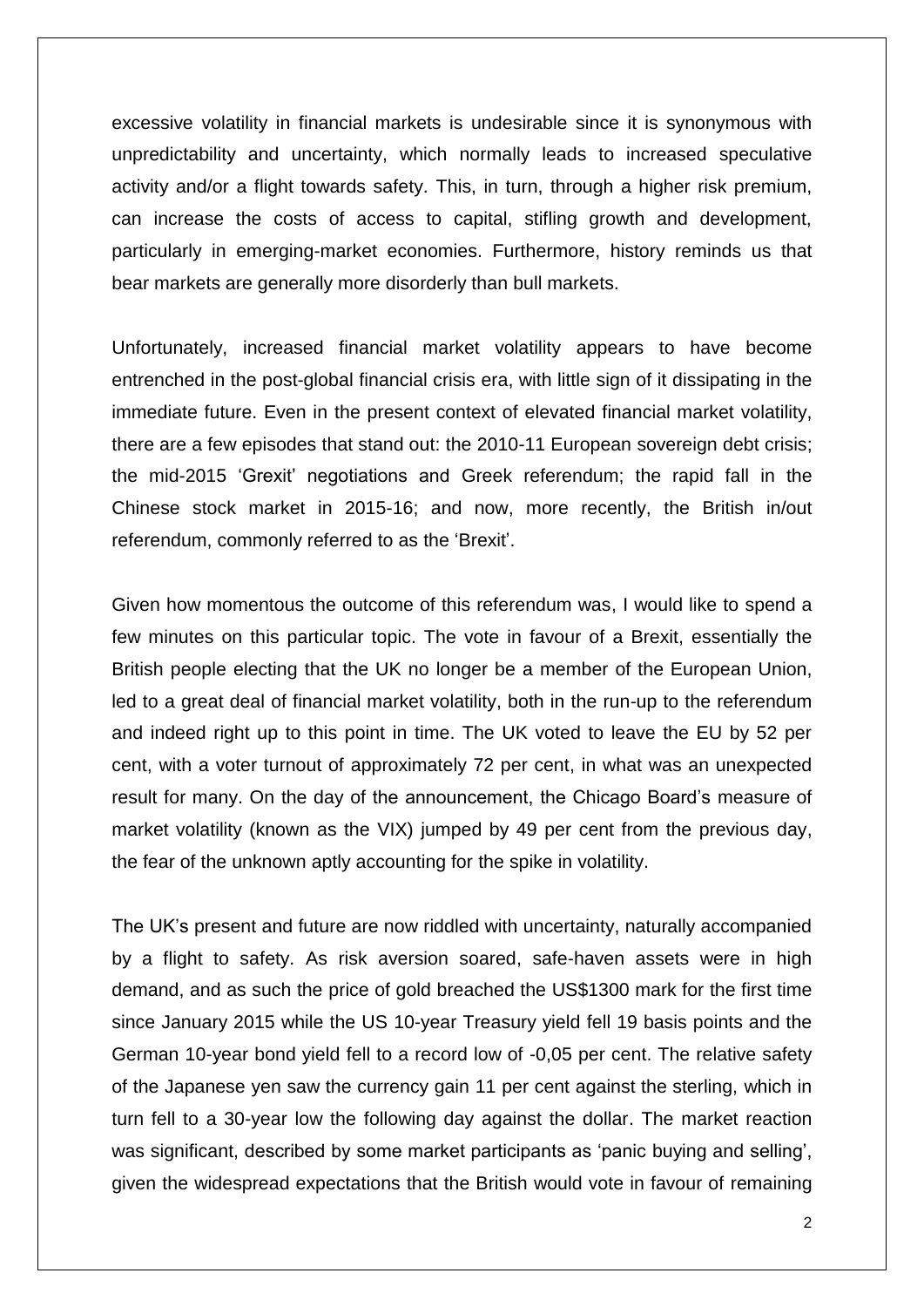excessive volatility in financial markets is undesirable since it is synonymous with unpredictability and uncertainty, which normally leads to increased speculative activity and/or a flight towards safety. This, in turn, through a higher risk premium, can increase the costs of access to capital, stifling growth and development, particularly in emerging-market economies. Furthermore, history reminds us that bear markets are generally more disorderly than bull markets.

Unfortunately, increased financial market volatility appears to have become entrenched in the post-global financial crisis era, with little sign of it dissipating in the immediate future. Even in the present context of elevated financial market volatility, there are a few episodes that stand out: the 2010-11 European sovereign debt crisis; the mid-2015 'Grexit' negotiations and Greek referendum; the rapid fall in the Chinese stock market in 2015-16; and now, more recently, the British in/out referendum, commonly referred to as the 'Brexit'.

Given how momentous the outcome of this referendum was, I would like to spend a few minutes on this particular topic. The vote in favour of a Brexit, essentially the British people electing that the UK no longer be a member of the European Union, led to a great deal of financial market volatility, both in the run-up to the referendum and indeed right up to this point in time. The UK voted to leave the EU by 52 per cent, with a voter turnout of approximately 72 per cent, in what was an unexpected result for many. On the day of the announcement, the Chicago Board's measure of market volatility (known as the VIX) jumped by 49 per cent from the previous day, the fear of the unknown aptly accounting for the spike in volatility.

The UK's present and future are now riddled with uncertainty, naturally accompanied by a flight to safety. As risk aversion soared, safe-haven assets were in high demand, and as such the price of gold breached the US$1300 mark for the first time since January 2015 while the US 10-year Treasury yield fell 19 basis points and the German 10-year bond yield fell to a record low of -0,05 per cent. The relative safety of the Japanese yen saw the currency gain 11 per cent against the sterling, which in turn fell to a 30-year low the following day against the dollar. The market reaction was significant, described by some market participants as 'panic buying and selling', given the widespread expectations that the British would vote in favour of remaining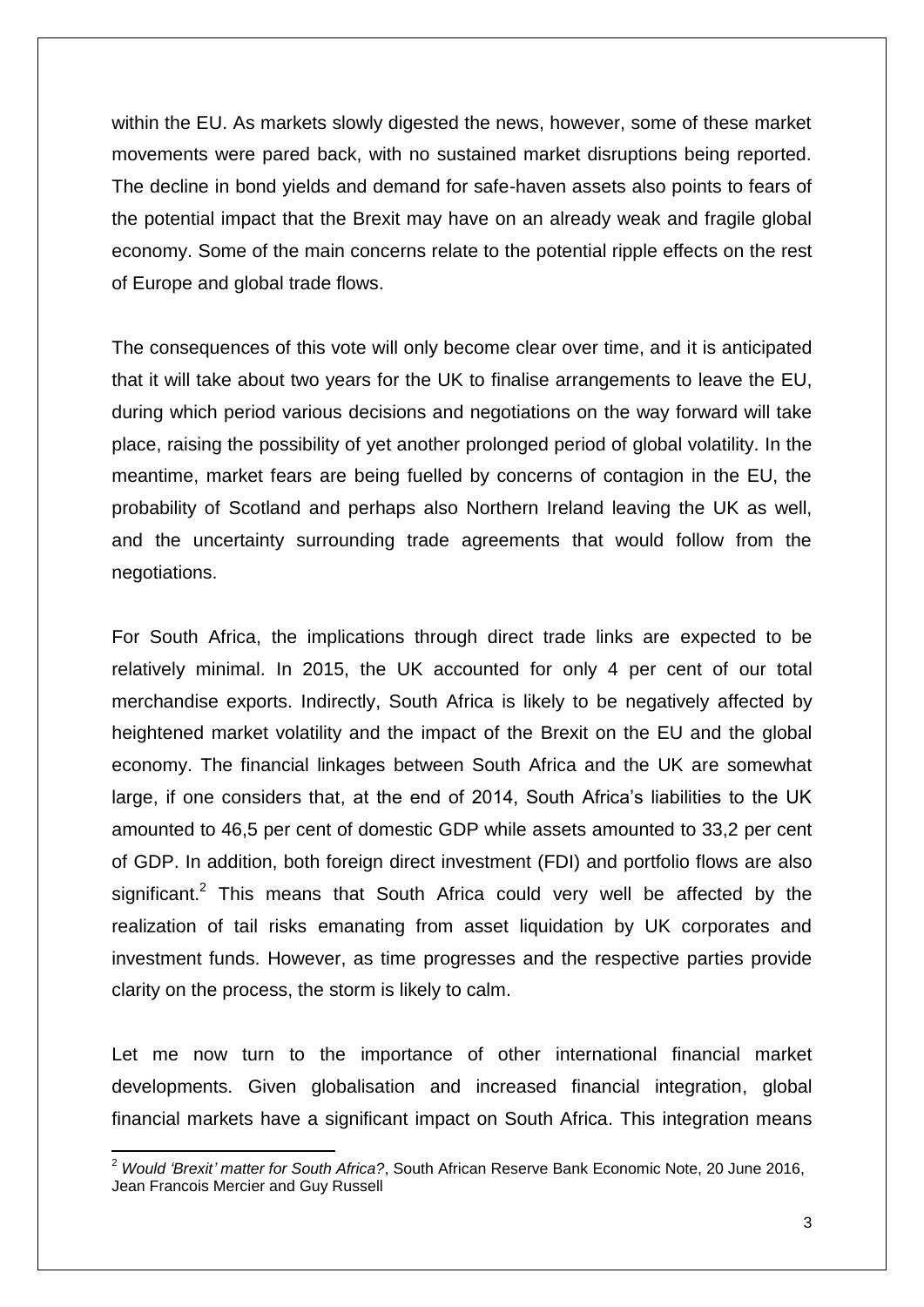within the EU. As markets slowly digested the news, however, some of these market movements were pared back, with no sustained market disruptions being reported. The decline in bond yields and demand for safe-haven assets also points to fears of the potential impact that the Brexit may have on an already weak and fragile global economy. Some of the main concerns relate to the potential ripple effects on the rest of Europe and global trade flows.

The consequences of this vote will only become clear over time, and it is anticipated that it will take about two years for the UK to finalise arrangements to leave the EU, during which period various decisions and negotiations on the way forward will take place, raising the possibility of yet another prolonged period of global volatility. In the meantime, market fears are being fuelled by concerns of contagion in the EU, the probability of Scotland and perhaps also Northern Ireland leaving the UK as well, and the uncertainty surrounding trade agreements that would follow from the negotiations.

For South Africa, the implications through direct trade links are expected to be relatively minimal. In 2015, the UK accounted for only 4 per cent of our total merchandise exports. Indirectly, South Africa is likely to be negatively affected by heightened market volatility and the impact of the Brexit on the EU and the global economy. The financial linkages between South Africa and the UK are somewhat large, if one considers that, at the end of 2014, South Africa's liabilities to the UK amounted to 46,5 per cent of domestic GDP while assets amounted to 33,2 per cent of GDP. In addition, both foreign direct investment (FDI) and portfolio flows are also significant.[2] This means that South Africa could very well be affected by the realization of tail risks emanating from asset liquidation by UK corporates and investment funds. However, as time progresses and the respective parties provide clarity on the process, the storm is likely to calm.

Let me now turn to the importance of other international financial market developments. Given globalisation and increased financial integration, global financial markets have a significant impact on South Africa. This integration means

[2] *Would 'Brexit' matter for South Africa?*, South African Reserve Bank Economic Note, 20 June 2016, Jean Francois Mercier and Guy Russell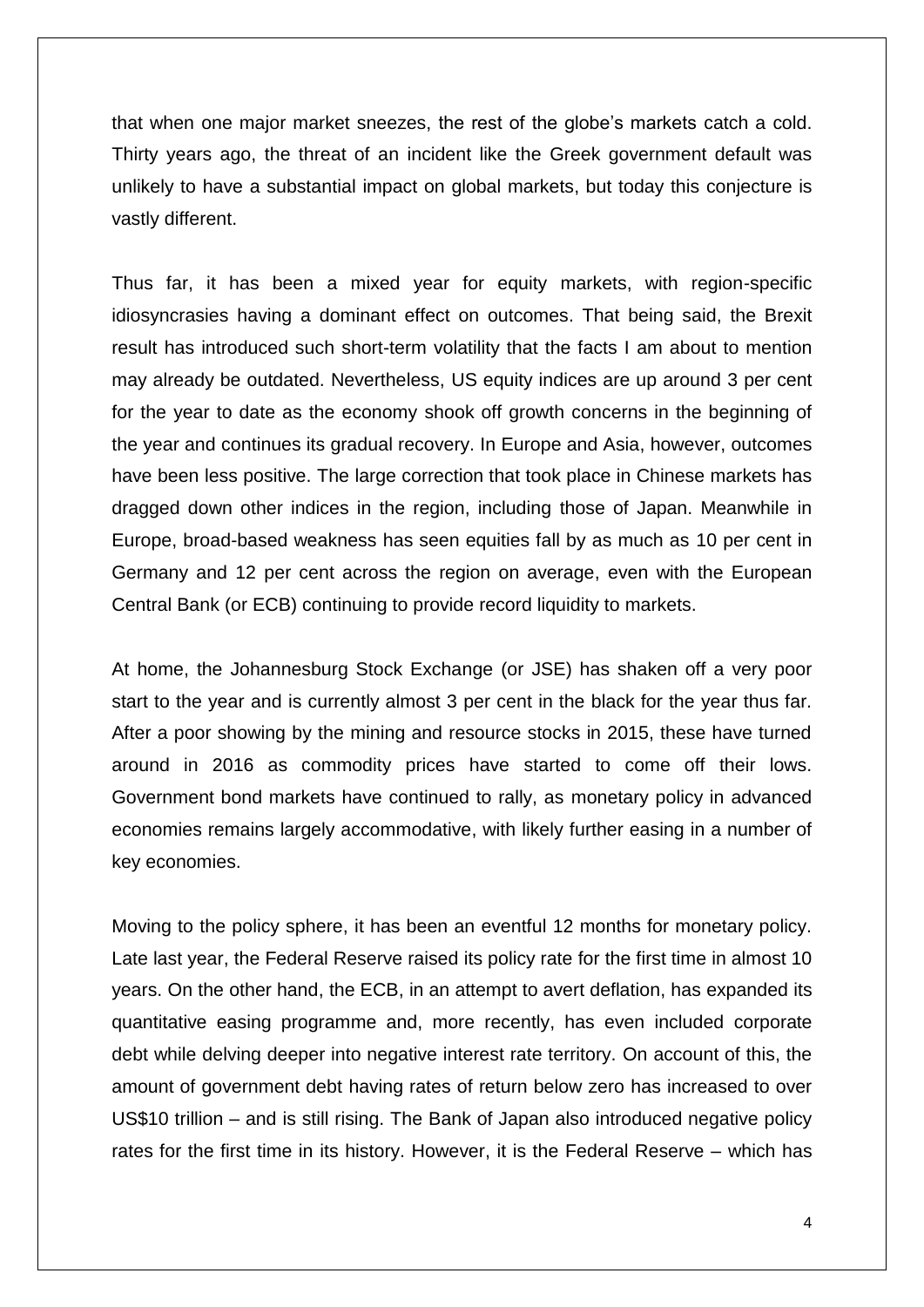that when one major market sneezes, the rest of the globe's markets catch a cold. Thirty years ago, the threat of an incident like the Greek government default was unlikely to have a substantial impact on global markets, but today this conjecture is vastly different.

Thus far, it has been a mixed year for equity markets, with region-specific idiosyncrasies having a dominant effect on outcomes. That being said, the Brexit result has introduced such short-term volatility that the facts I am about to mention may already be outdated. Nevertheless, US equity indices are up around 3 per cent for the year to date as the economy shook off growth concerns in the beginning of the year and continues its gradual recovery. In Europe and Asia, however, outcomes have been less positive. The large correction that took place in Chinese markets has dragged down other indices in the region, including those of Japan. Meanwhile in Europe, broad-based weakness has seen equities fall by as much as 10 per cent in Germany and 12 per cent across the region on average, even with the European Central Bank (or ECB) continuing to provide record liquidity to markets.

At home, the Johannesburg Stock Exchange (or JSE) has shaken off a very poor start to the year and is currently almost 3 per cent in the black for the year thus far. After a poor showing by the mining and resource stocks in 2015, these have turned around in 2016 as commodity prices have started to come off their lows. Government bond markets have continued to rally, as monetary policy in advanced economies remains largely accommodative, with likely further easing in a number of key economies.

Moving to the policy sphere, it has been an eventful 12 months for monetary policy. Late last year, the Federal Reserve raised its policy rate for the first time in almost 10 years. On the other hand, the ECB, in an attempt to avert deflation, has expanded its quantitative easing programme and, more recently, has even included corporate debt while delving deeper into negative interest rate territory. On account of this, the amount of government debt having rates of return below zero has increased to over US$10 trillion – and is still rising. The Bank of Japan also introduced negative policy rates for the first time in its history. However, it is the Federal Reserve – which has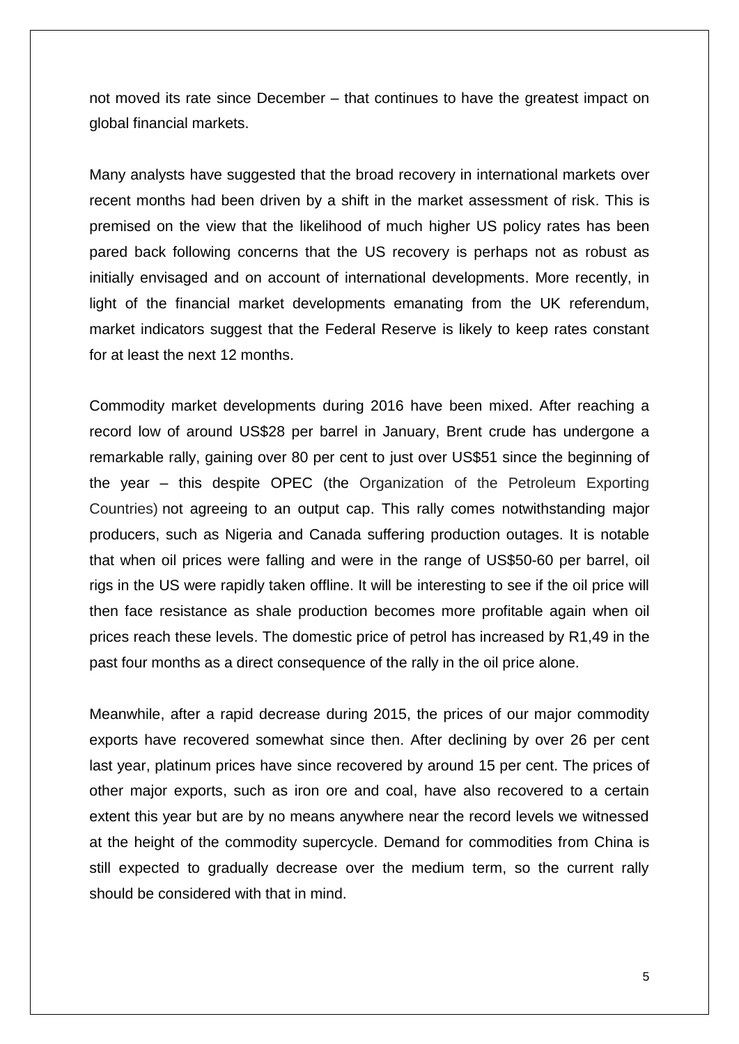not moved its rate since December – that continues to have the greatest impact on global financial markets.

Many analysts have suggested that the broad recovery in international markets over recent months had been driven by a shift in the market assessment of risk. This is premised on the view that the likelihood of much higher US policy rates has been pared back following concerns that the US recovery is perhaps not as robust as initially envisaged and on account of international developments. More recently, in light of the financial market developments emanating from the UK referendum, market indicators suggest that the Federal Reserve is likely to keep rates constant for at least the next 12 months.

Commodity market developments during 2016 have been mixed. After reaching a record low of around US$28 per barrel in January, Brent crude has undergone a remarkable rally, gaining over 80 per cent to just over US$51 since the beginning of the year – this despite OPEC (the Organization of the Petroleum Exporting Countries) not agreeing to an output cap. This rally comes notwithstanding major producers, such as Nigeria and Canada suffering production outages. It is notable that when oil prices were falling and were in the range of US$50-60 per barrel, oil rigs in the US were rapidly taken offline. It will be interesting to see if the oil price will then face resistance as shale production becomes more profitable again when oil prices reach these levels. The domestic price of petrol has increased by R1,49 in the past four months as a direct consequence of the rally in the oil price alone.

Meanwhile, after a rapid decrease during 2015, the prices of our major commodity exports have recovered somewhat since then. After declining by over 26 per cent last year, platinum prices have since recovered by around 15 per cent. The prices of other major exports, such as iron ore and coal, have also recovered to a certain extent this year but are by no means anywhere near the record levels we witnessed at the height of the commodity supercycle. Demand for commodities from China is still expected to gradually decrease over the medium term, so the current rally should be considered with that in mind.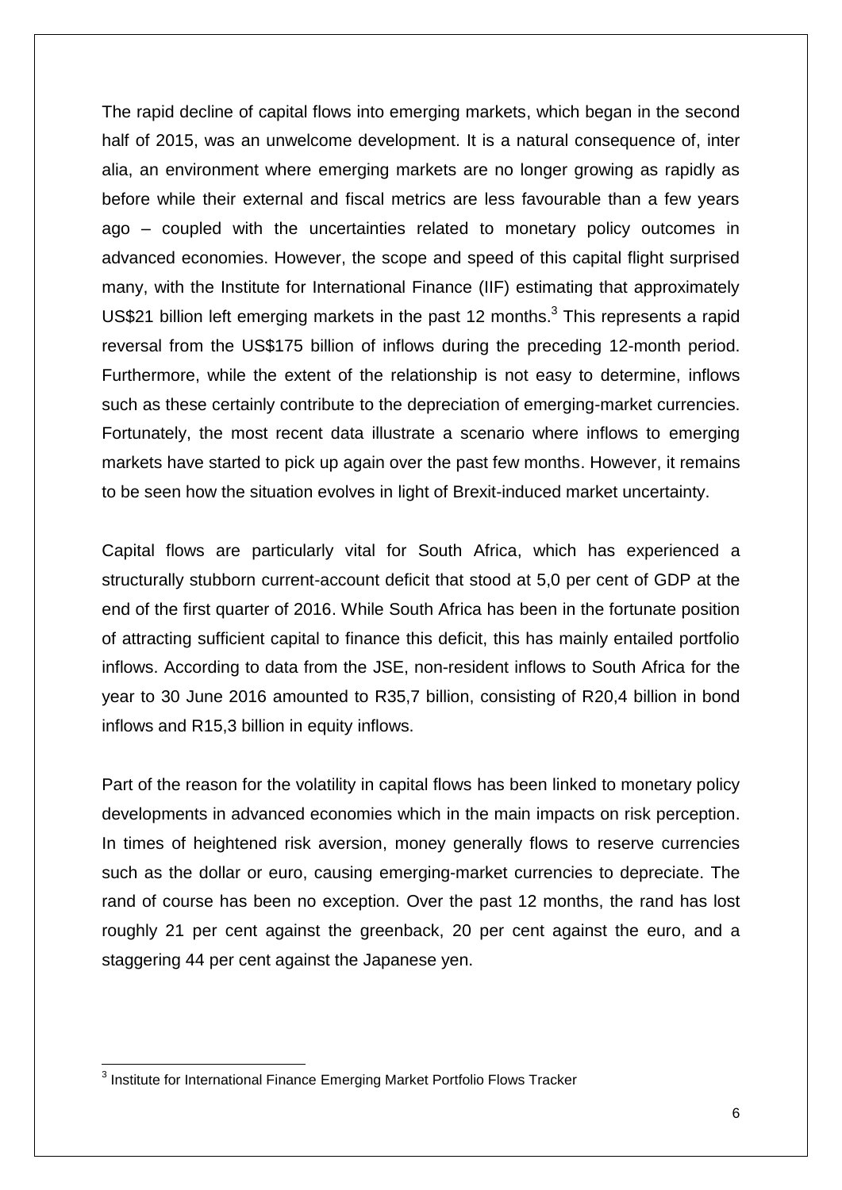The rapid decline of capital flows into emerging markets, which began in the second half of 2015, was an unwelcome development. It is a natural consequence of, inter alia, an environment where emerging markets are no longer growing as rapidly as before while their external and fiscal metrics are less favourable than a few years ago – coupled with the uncertainties related to monetary policy outcomes in advanced economies. However, the scope and speed of this capital flight surprised many, with the Institute for International Finance (IIF) estimating that approximately US$21 billion left emerging markets in the past 12 months.[3] This represents a rapid reversal from the US$175 billion of inflows during the preceding 12-month period. Furthermore, while the extent of the relationship is not easy to determine, inflows such as these certainly contribute to the depreciation of emerging-market currencies. Fortunately, the most recent data illustrate a scenario where inflows to emerging markets have started to pick up again over the past few months. However, it remains to be seen how the situation evolves in light of Brexit-induced market uncertainty.

Capital flows are particularly vital for South Africa, which has experienced a structurally stubborn current-account deficit that stood at 5,0 per cent of GDP at the end of the first quarter of 2016. While South Africa has been in the fortunate position of attracting sufficient capital to finance this deficit, this has mainly entailed portfolio inflows. According to data from the JSE, non-resident inflows to South Africa for the year to 30 June 2016 amounted to R35,7 billion, consisting of R20,4 billion in bond inflows and R15,3 billion in equity inflows.

Part of the reason for the volatility in capital flows has been linked to monetary policy developments in advanced economies which in the main impacts on risk perception. In times of heightened risk aversion, money generally flows to reserve currencies such as the dollar or euro, causing emerging-market currencies to depreciate. The rand of course has been no exception. Over the past 12 months, the rand has lost roughly 21 per cent against the greenback, 20 per cent against the euro, and a staggering 44 per cent against the Japanese yen.

[3] Institute for International Finance Emerging Market Portfolio Flows Tracker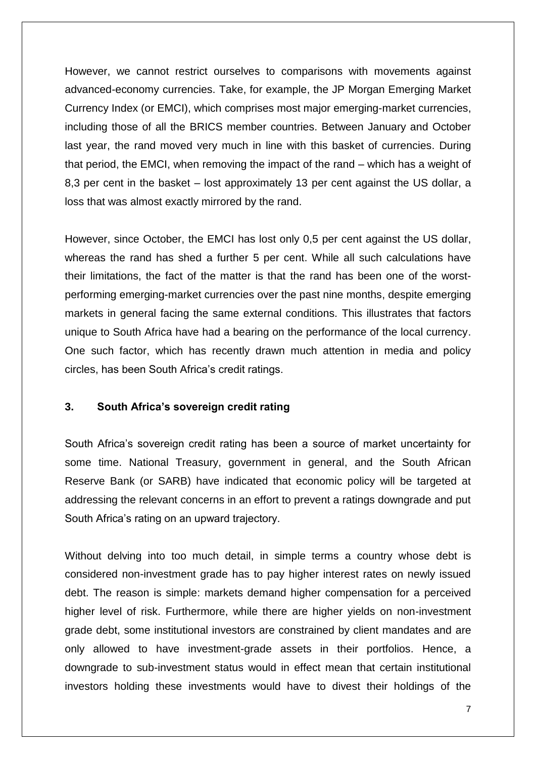However, we cannot restrict ourselves to comparisons with movements against advanced-economy currencies. Take, for example, the JP Morgan Emerging Market Currency Index (or EMCI), which comprises most major emerging-market currencies, including those of all the BRICS member countries. Between January and October last year, the rand moved very much in line with this basket of currencies. During that period, the EMCI, when removing the impact of the rand – which has a weight of 8,3 per cent in the basket – lost approximately 13 per cent against the US dollar, a loss that was almost exactly mirrored by the rand.

However, since October, the EMCI has lost only 0,5 per cent against the US dollar, whereas the rand has shed a further 5 per cent. While all such calculations have their limitations, the fact of the matter is that the rand has been one of the worst-performing emerging-market currencies over the past nine months, despite emerging markets in general facing the same external conditions. This illustrates that factors unique to South Africa have had a bearing on the performance of the local currency. One such factor, which has recently drawn much attention in media and policy circles, has been South Africa's credit ratings.

## 3. South Africa's sovereign credit rating

South Africa's sovereign credit rating has been a source of market uncertainty for some time. National Treasury, government in general, and the South African Reserve Bank (or SARB) have indicated that economic policy will be targeted at addressing the relevant concerns in an effort to prevent a ratings downgrade and put South Africa's rating on an upward trajectory.

Without delving into too much detail, in simple terms a country whose debt is considered non-investment grade has to pay higher interest rates on newly issued debt. The reason is simple: markets demand higher compensation for a perceived higher level of risk. Furthermore, while there are higher yields on non-investment grade debt, some institutional investors are constrained by client mandates and are only allowed to have investment-grade assets in their portfolios. Hence, a downgrade to sub-investment status would in effect mean that certain institutional investors holding these investments would have to divest their holdings of the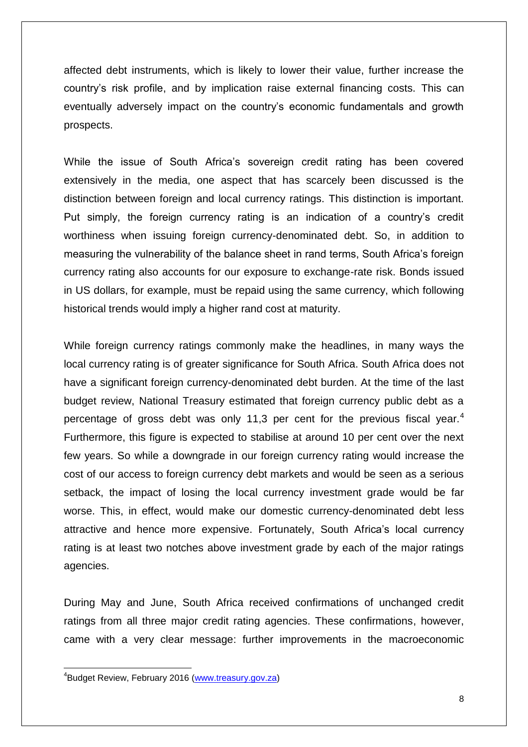affected debt instruments, which is likely to lower their value, further increase the country's risk profile, and by implication raise external financing costs. This can eventually adversely impact on the country's economic fundamentals and growth prospects.

While the issue of South Africa's sovereign credit rating has been covered extensively in the media, one aspect that has scarcely been discussed is the distinction between foreign and local currency ratings. This distinction is important. Put simply, the foreign currency rating is an indication of a country's credit worthiness when issuing foreign currency-denominated debt. So, in addition to measuring the vulnerability of the balance sheet in rand terms, South Africa's foreign currency rating also accounts for our exposure to exchange-rate risk. Bonds issued in US dollars, for example, must be repaid using the same currency, which following historical trends would imply a higher rand cost at maturity.

While foreign currency ratings commonly make the headlines, in many ways the local currency rating is of greater significance for South Africa. South Africa does not have a significant foreign currency-denominated debt burden. At the time of the last budget review, National Treasury estimated that foreign currency public debt as a percentage of gross debt was only 11,3 per cent for the previous fiscal year.[4] Furthermore, this figure is expected to stabilise at around 10 per cent over the next few years. So while a downgrade in our foreign currency rating would increase the cost of our access to foreign currency debt markets and would be seen as a serious setback, the impact of losing the local currency investment grade would be far worse. This, in effect, would make our domestic currency-denominated debt less attractive and hence more expensive. Fortunately, South Africa's local currency rating is at least two notches above investment grade by each of the major ratings agencies.

During May and June, South Africa received confirmations of unchanged credit ratings from all three major credit rating agencies. These confirmations, however, came with a very clear message: further improvements in the macroeconomic

[4] Budget Review, February 2016 (www.treasury.gov.za)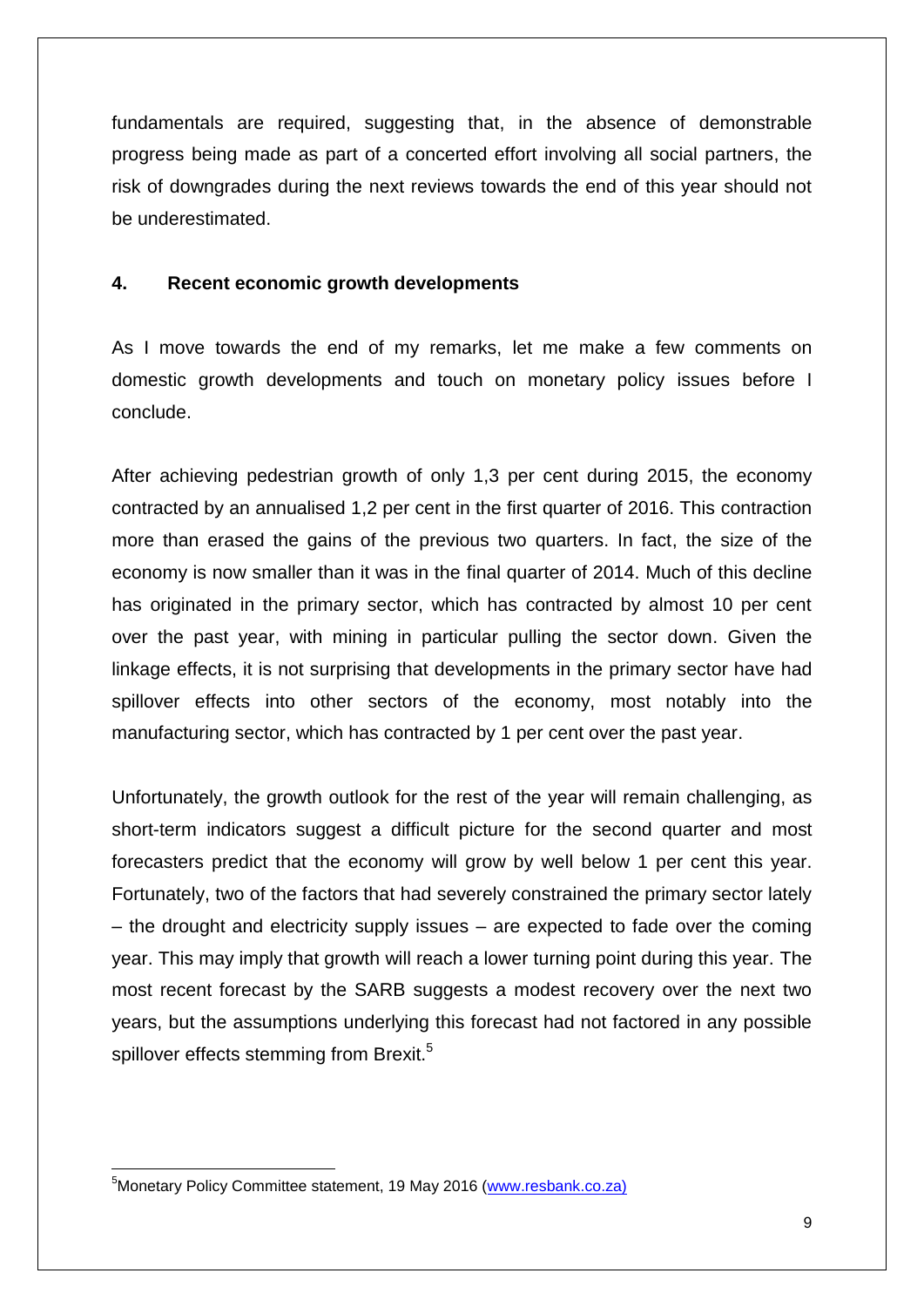fundamentals are required, suggesting that, in the absence of demonstrable progress being made as part of a concerted effort involving all social partners, the risk of downgrades during the next reviews towards the end of this year should not be underestimated.

## 4. Recent economic growth developments

As I move towards the end of my remarks, let me make a few comments on domestic growth developments and touch on monetary policy issues before I conclude.

After achieving pedestrian growth of only 1,3 per cent during 2015, the economy contracted by an annualised 1,2 per cent in the first quarter of 2016. This contraction more than erased the gains of the previous two quarters. In fact, the size of the economy is now smaller than it was in the final quarter of 2014. Much of this decline has originated in the primary sector, which has contracted by almost 10 per cent over the past year, with mining in particular pulling the sector down. Given the linkage effects, it is not surprising that developments in the primary sector have had spillover effects into other sectors of the economy, most notably into the manufacturing sector, which has contracted by 1 per cent over the past year.

Unfortunately, the growth outlook for the rest of the year will remain challenging, as short-term indicators suggest a difficult picture for the second quarter and most forecasters predict that the economy will grow by well below 1 per cent this year. Fortunately, two of the factors that had severely constrained the primary sector lately – the drought and electricity supply issues – are expected to fade over the coming year. This may imply that growth will reach a lower turning point during this year. The most recent forecast by the SARB suggests a modest recovery over the next two years, but the assumptions underlying this forecast had not factored in any possible spillover effects stemming from Brexit.[5]

---

[5] Monetary Policy Committee statement, 19 May 2016 (www.resbank.co.za)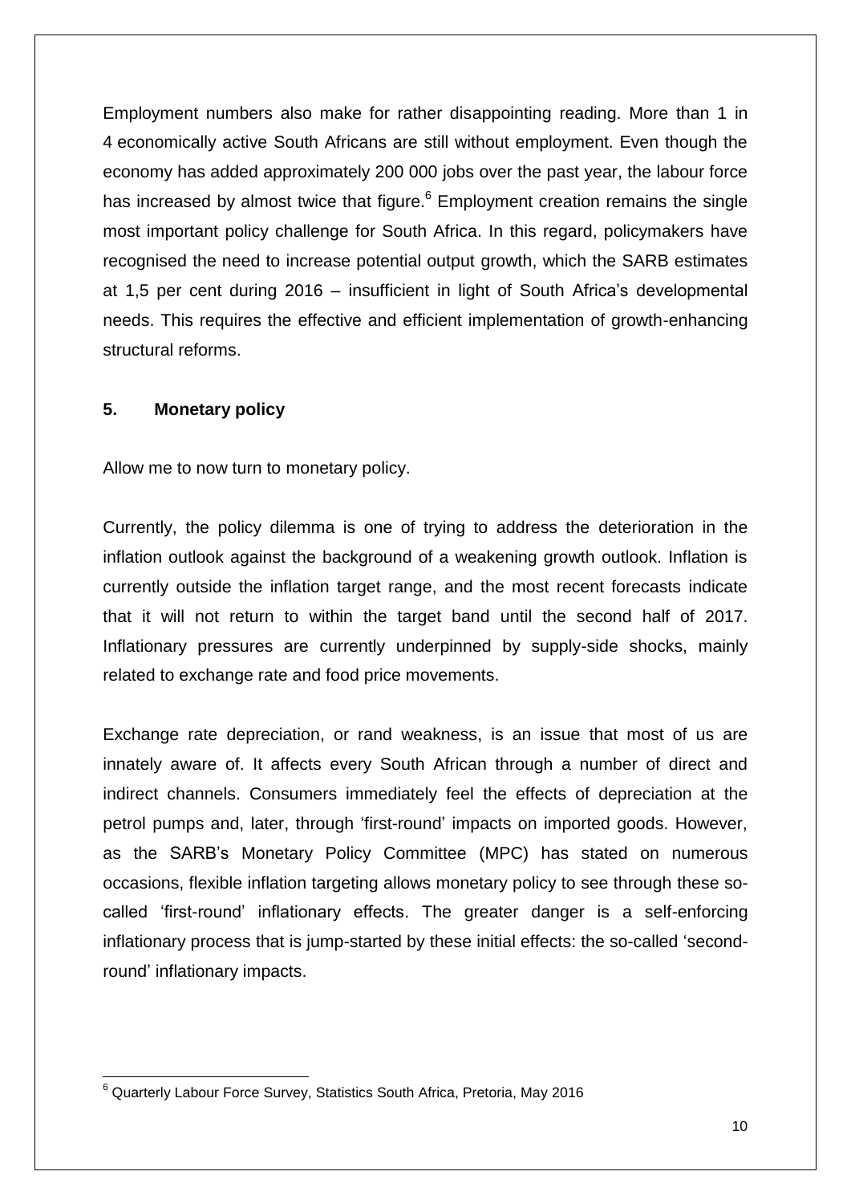Employment numbers also make for rather disappointing reading. More than 1 in 4 economically active South Africans are still without employment. Even though the economy has added approximately 200 000 jobs over the past year, the labour force has increased by almost twice that figure.[6] Employment creation remains the single most important policy challenge for South Africa. In this regard, policymakers have recognised the need to increase potential output growth, which the SARB estimates at 1,5 per cent during 2016 – insufficient in light of South Africa's developmental needs. This requires the effective and efficient implementation of growth-enhancing structural reforms.

## 5. Monetary policy

Allow me to now turn to monetary policy.

Currently, the policy dilemma is one of trying to address the deterioration in the inflation outlook against the background of a weakening growth outlook. Inflation is currently outside the inflation target range, and the most recent forecasts indicate that it will not return to within the target band until the second half of 2017. Inflationary pressures are currently underpinned by supply-side shocks, mainly related to exchange rate and food price movements.

Exchange rate depreciation, or rand weakness, is an issue that most of us are innately aware of. It affects every South African through a number of direct and indirect channels. Consumers immediately feel the effects of depreciation at the petrol pumps and, later, through 'first-round' impacts on imported goods. However, as the SARB's Monetary Policy Committee (MPC) has stated on numerous occasions, flexible inflation targeting allows monetary policy to see through these so-called 'first-round' inflationary effects. The greater danger is a self-enforcing inflationary process that is jump-started by these initial effects: the so-called 'second-round' inflationary impacts.

---

[6] Quarterly Labour Force Survey, Statistics South Africa, Pretoria, May 2016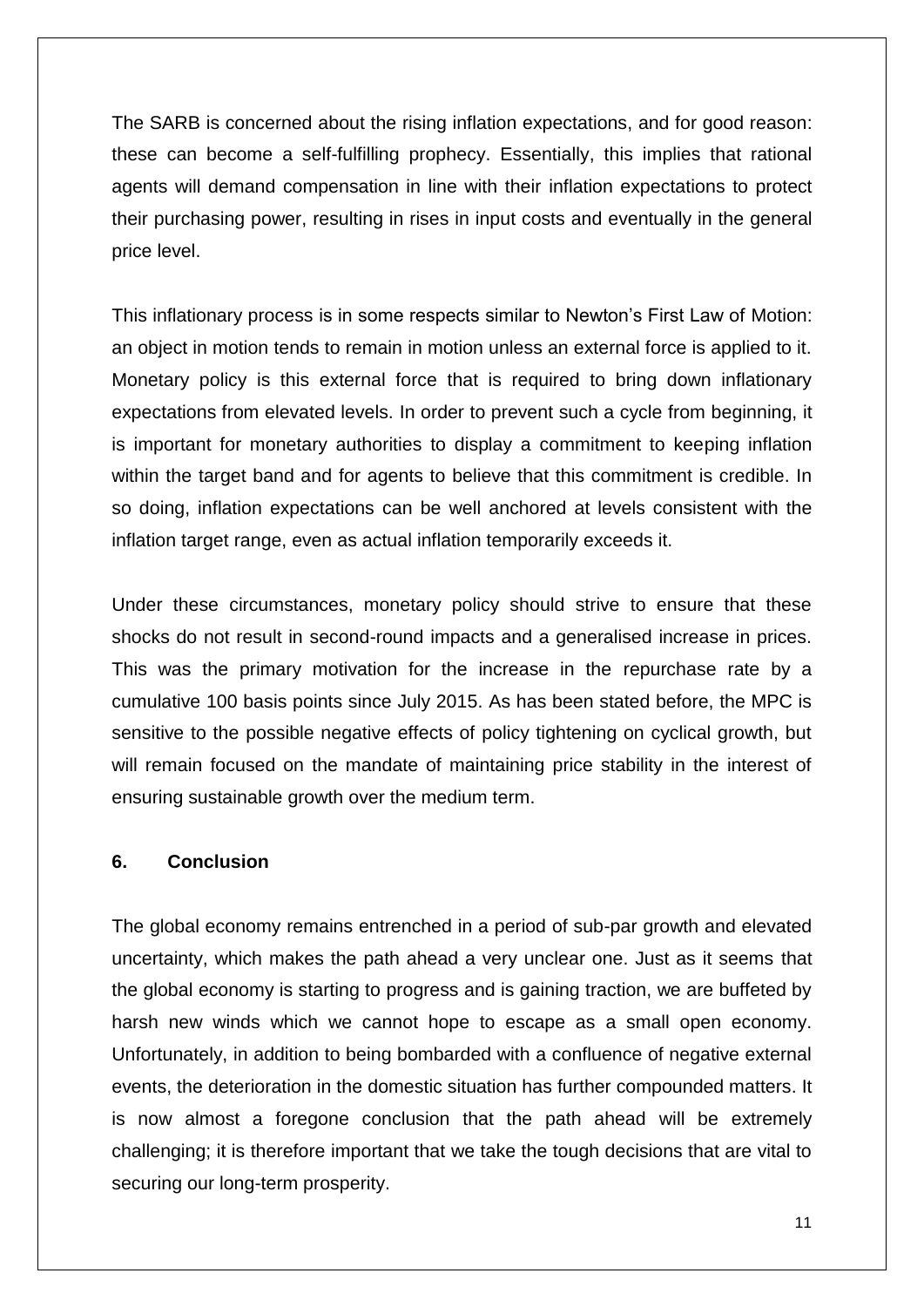The SARB is concerned about the rising inflation expectations, and for good reason: these can become a self-fulfilling prophecy. Essentially, this implies that rational agents will demand compensation in line with their inflation expectations to protect their purchasing power, resulting in rises in input costs and eventually in the general price level.

This inflationary process is in some respects similar to Newton's First Law of Motion: an object in motion tends to remain in motion unless an external force is applied to it. Monetary policy is this external force that is required to bring down inflationary expectations from elevated levels. In order to prevent such a cycle from beginning, it is important for monetary authorities to display a commitment to keeping inflation within the target band and for agents to believe that this commitment is credible. In so doing, inflation expectations can be well anchored at levels consistent with the inflation target range, even as actual inflation temporarily exceeds it.

Under these circumstances, monetary policy should strive to ensure that these shocks do not result in second-round impacts and a generalised increase in prices. This was the primary motivation for the increase in the repurchase rate by a cumulative 100 basis points since July 2015. As has been stated before, the MPC is sensitive to the possible negative effects of policy tightening on cyclical growth, but will remain focused on the mandate of maintaining price stability in the interest of ensuring sustainable growth over the medium term.

## 6. Conclusion

The global economy remains entrenched in a period of sub-par growth and elevated uncertainty, which makes the path ahead a very unclear one. Just as it seems that the global economy is starting to progress and is gaining traction, we are buffeted by harsh new winds which we cannot hope to escape as a small open economy. Unfortunately, in addition to being bombarded with a confluence of negative external events, the deterioration in the domestic situation has further compounded matters. It is now almost a foregone conclusion that the path ahead will be extremely challenging; it is therefore important that we take the tough decisions that are vital to securing our long-term prosperity.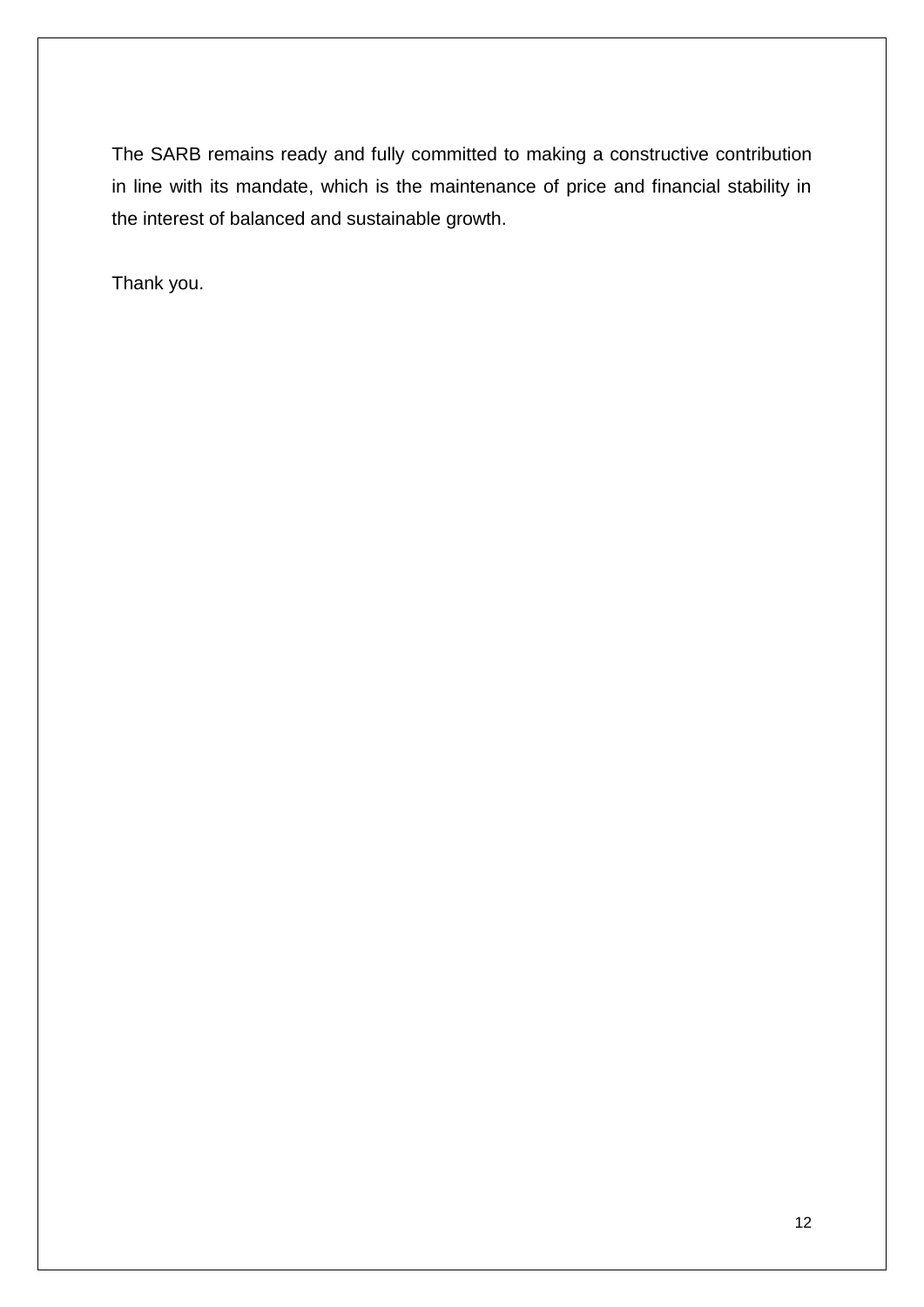The SARB remains ready and fully committed to making a constructive contribution in line with its mandate, which is the maintenance of price and financial stability in the interest of balanced and sustainable growth.

Thank you.